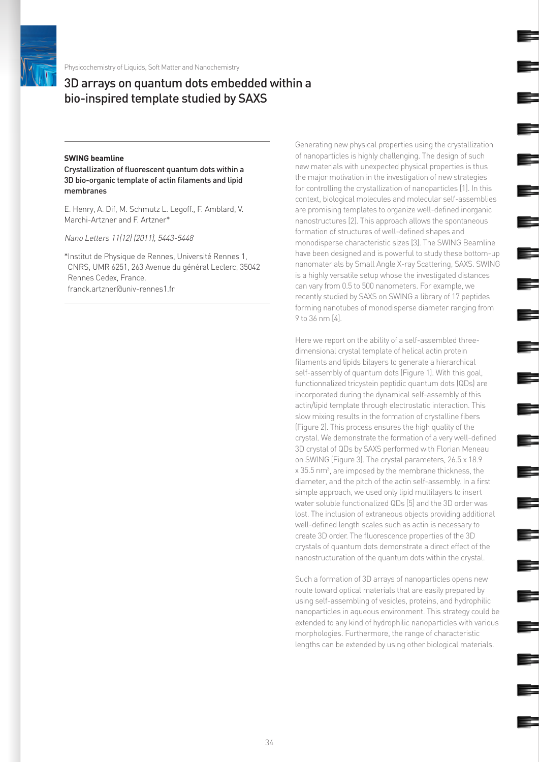Physicochemistry of Liquids, Soft Matter and Nanochemistry

# 3D arrays on quantum dots embedded within a bio-inspired template studied by SAXS

**SWING beamline**

Crystallization of fluorescent quantum dots within a 3D bio-organic template of actin filaments and lipid membranes

E. Henry, A. Dif, M. Schmutz L. Legoff., F. Amblard, V. Marchi-Artzner and F. Artzner*

*Nano Letters 11(12) (2011), 5443-5448*

*Institut de Physique de Rennes, Université Rennes 1, CNRS, UMR 6251, 263 Avenue du général Leclerc, 35042 Rennes Cedex, France.
franck.artzner@univ-rennes1.fr

Generating new physical properties using the crystallization of nanoparticles is highly challenging. The design of such new materials with unexpected physical properties is thus the major motivation in the investigation of new strategies for controlling the crystallization of nanoparticles [1]. In this context, biological molecules and molecular self-assemblies are promising templates to organize well-defined inorganic nanostructures [2]. This approach allows the spontaneous formation of structures of well-defined shapes and monodisperse characteristic sizes [3]. The SWING Beamline have been designed and is powerful to study these bottom-up nanomaterials by Small Angle X-ray Scattering, SAXS. SWING is a highly versatile setup whose the investigated distances can vary from 0.5 to 500 nanometers. For example, we recently studied by SAXS on SWING a library of 17 peptides forming nanotubes of monodisperse diameter ranging from 9 to 36 nm [4].

Here we report on the ability of a self-assembled three-dimensional crystal template of helical actin protein filaments and lipids bilayers to generate a hierarchical self-assembly of quantum dots (Figure 1). With this goal, functionnalized tricystein peptidic quantum dots (QDs) are incorporated during the dynamical self-assembly of this actin/lipid template through electrostatic interaction. This slow mixing results in the formation of crystalline fibers (Figure 2). This process ensures the high quality of the crystal. We demonstrate the formation of a very well-defined 3D crystal of QDs by SAXS performed with Florian Meneau on SWING (Figure 3). The crystal parameters, 26.5 x 18.9 x 35.5 $nm^3$, are imposed by the membrane thickness, the diameter, and the pitch of the actin self-assembly. In a first simple approach, we used only lipid multilayers to insert water soluble functionalized QDs [5] and the 3D order was lost. The inclusion of extraneous objects providing additional well-defined length scales such as actin is necessary to create 3D order. The fluorescence properties of the 3D crystals of quantum dots demonstrate a direct effect of the nanostructuration of the quantum dots within the crystal.

Such a formation of 3D arrays of nanoparticles opens new route toward optical materials that are easily prepared by using self-assembling of vesicles, proteins, and hydrophilic nanoparticles in aqueous environment. This strategy could be extended to any kind of hydrophilic nanoparticles with various morphologies. Furthermore, the range of characteristic lengths can be extended by using other biological materials.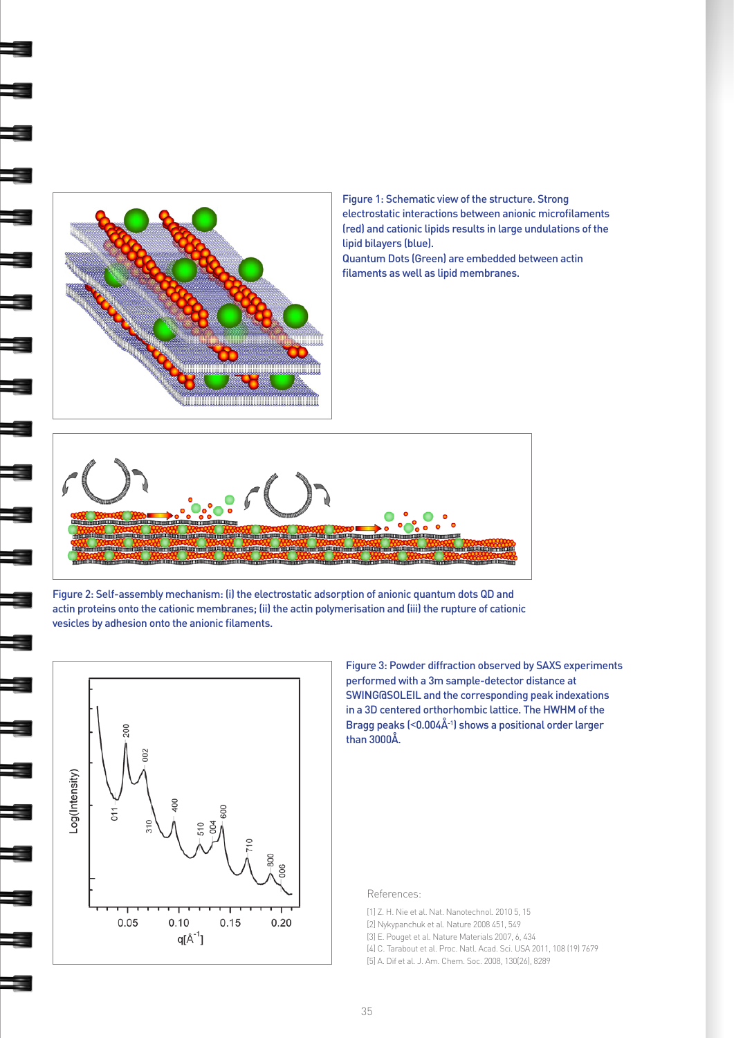Figure 1: Schematic view of the structure. Strong electrostatic interactions between anionic microfilaments (red) and cationic lipids results in large undulations of the lipid bilayers (blue).
Quantum Dots (Green) are embedded between actin filaments as well as lipid membranes.

Figure 2: Self-assembly mechanism: (i) the electrostatic adsorption of anionic quantum dots QD and actin proteins onto the cationic membranes; (ii) the actin polymerisation and (iii) the rupture of cationic vesicles by adhesion onto the anionic filaments.

Log(Intensity)

011
200
002
310
400
510
004
600
710
800
006

0.05
0.10
0.15
0.20

q[Å$^{-1}$]

Figure 3: Powder diffraction observed by SAXS experiments performed with a 3m sample-detector distance at SWING@SOLEIL and the corresponding peak indexations in a 3D centered orthorhombic lattice. The HWHM of the Bragg peaks (<0.004Å$^{-1}$) shows a positional order larger than 3000Å.

References:

[1] Z. H. Nie et al. Nat. Nanotechnol. 2010 5, 15
[2] Nykypanchuk et al. Nature 2008 451, 549
[3] E. Pouget et al. Nature Materials 2007, 6, 434
[4] C. Tarabout et al. Proc. Natl. Acad. Sci. USA 2011, 108 (19) 7679
[5] A. Dif et al. J. Am. Chem. Soc. 2008, 130(26), 8289